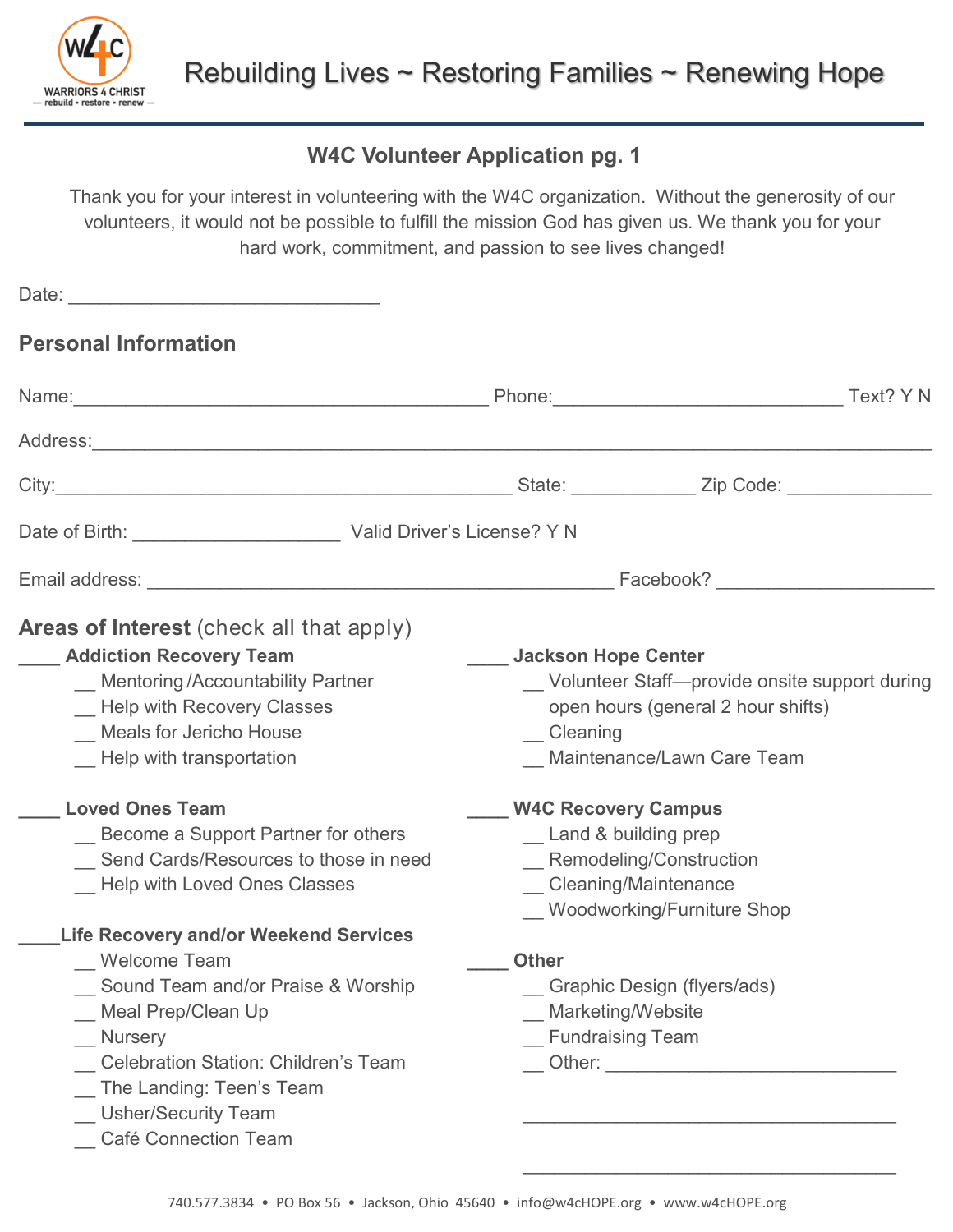WARRIORS 4 CHRIST
— rebuild • restore • renew —

Rebuilding Lives ~ Restoring Families ~ Renewing Hope

## W4C Volunteer Application pg. 1

Thank you for your interest in volunteering with the W4C organization. Without the generosity of our volunteers, it would not be possible to fulfill the mission God has given us. We thank you for your hard work, commitment, and passion to see lives changed!

Date: ______________________________

## Personal Information

Name:________________________________________ Phone:____________________________ Text? Y N

Address:_______________________________________________________________________________

City:______________________________________________ State: ____________ Zip Code: ______________

Date of Birth: ____________________ Valid Driver's License? Y N

Email address: _____________________________________________ Facebook? ____________________

## Areas of Interest (check all that apply)

____ **Addiction Recovery Team**
- __ Mentoring /Accountability Partner
- __ Help with Recovery Classes
- __ Meals for Jericho House
- __ Help with transportation

____ **Loved Ones Team**
- __ Become a Support Partner for others
- __ Send Cards/Resources to those in need
- __ Help with Loved Ones Classes

____ **Life Recovery and/or Weekend Services**
- __ Welcome Team
- __ Sound Team and/or Praise & Worship
- __ Meal Prep/Clean Up
- __ Nursery
- __ Celebration Station: Children's Team
- __ The Landing: Teen's Team
- __ Usher/Security Team
- __ Café Connection Team

____ **Jackson Hope Center**
- __ Volunteer Staff—provide onsite support during open hours (general 2 hour shifts)
- __ Cleaning
- __ Maintenance/Lawn Care Team

____ **W4C Recovery Campus**
- __ Land & building prep
- __ Remodeling/Construction
- __ Cleaning/Maintenance
- __ Woodworking/Furniture Shop

____ **Other**
- __ Graphic Design (flyers/ads)
- __ Marketing/Website
- __ Fundraising Team
- __ Other: ____________________________

____________________________________

____________________________________

740.577.3834 • PO Box 56 • Jackson, Ohio 45640 • info@w4cHOPE.org • www.w4cHOPE.org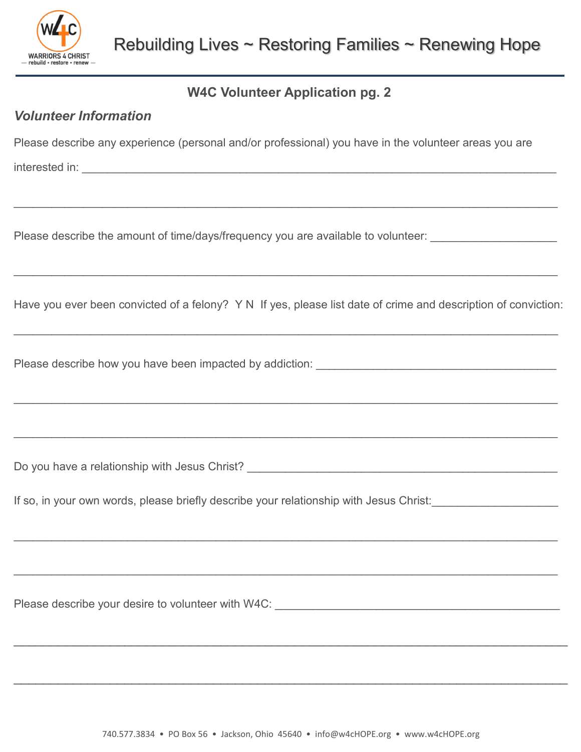## W4C Volunteer Application pg. 2

### *Volunteer Information*

Please describe any experience (personal and/or professional) you have in the volunteer areas you are interested in: ______________________________________________________________________

______________________________________________________________________

Please describe the amount of time/days/frequency you are available to volunteer: ____________________

______________________________________________________________________

Have you ever been convicted of a felony? Y N If yes, please list date of crime and description of conviction:

______________________________________________________________________

Please describe how you have been impacted by addiction: ________________________________________

______________________________________________________________________

______________________________________________________________________

Do you have a relationship with Jesus Christ? _____________________________________________

If so, in your own words, please briefly describe your relationship with Jesus Christ:____________________

______________________________________________________________________

______________________________________________________________________

Please describe your desire to volunteer with W4C: _____________________________________________

______________________________________________________________________

______________________________________________________________________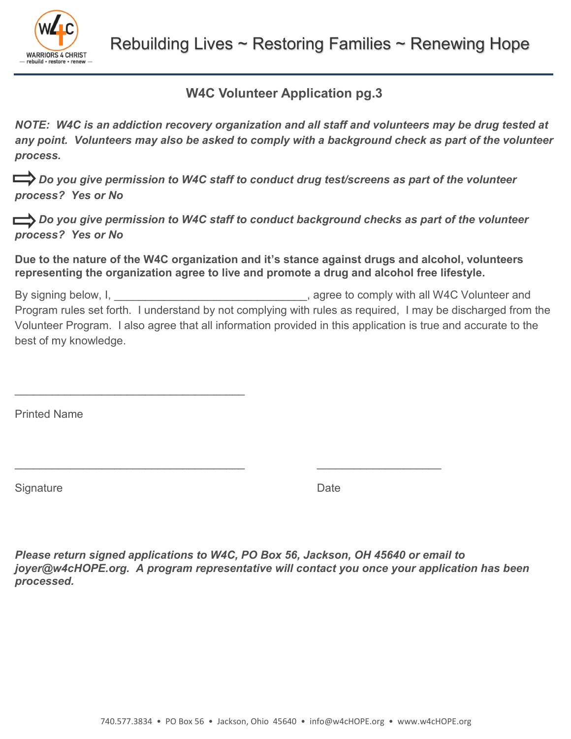Rebuilding Lives ~ Restoring Families ~ Renewing Hope

## W4C Volunteer Application pg.3

***NOTE: W4C is an addiction recovery organization and all staff and volunteers may be drug tested at any point. Volunteers may also be asked to comply with a background check as part of the volunteer process.***

⇨ ***Do you give permission to W4C staff to conduct drug test/screens as part of the volunteer process? Yes or No***

⇨ ***Do you give permission to W4C staff to conduct background checks as part of the volunteer process? Yes or No***

**Due to the nature of the W4C organization and it's stance against drugs and alcohol, volunteers representing the organization agree to live and promote a drug and alcohol free lifestyle.**

By signing below, I, ______________________________, agree to comply with all W4C Volunteer and Program rules set forth. I understand by not complying with rules as required, I may be discharged from the Volunteer Program. I also agree that all information provided in this application is true and accurate to the best of my knowledge.

____________________________________

Printed Name

____________________________________ ____________________

Signature Date

***Please return signed applications to W4C, PO Box 56, Jackson, OH 45640 or email to joyer@w4cHOPE.org. A program representative will contact you once your application has been processed.***

740.577.3834 • PO Box 56 • Jackson, Ohio 45640 • info@w4cHOPE.org • www.w4cHOPE.org